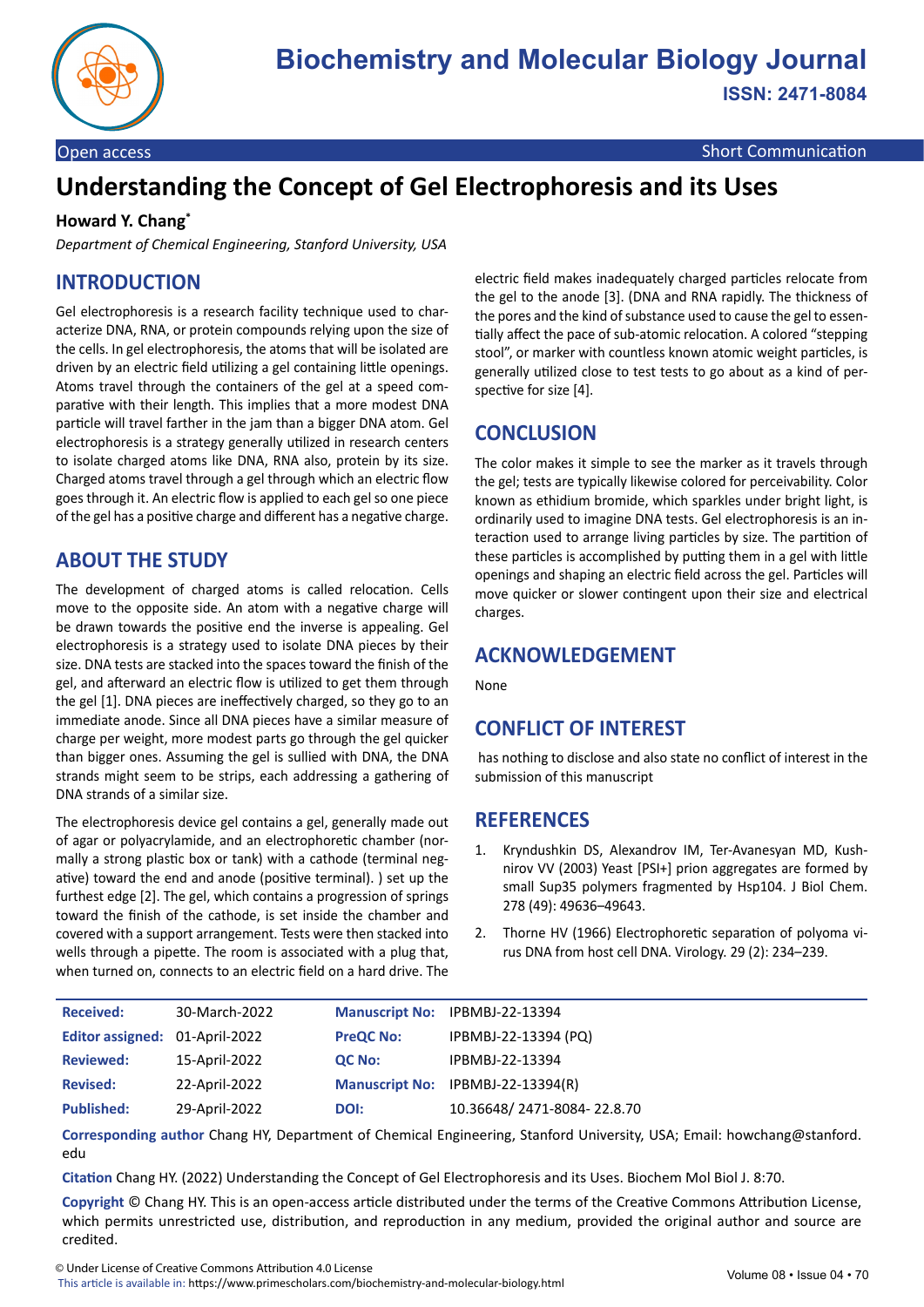# Understanding the Concept of Gel Electrophoresis and its Uses

**Howard Y. Chang***

*Department of Chemical Engineering, Stanford University, USA*

## INTRODUCTION

Gel electrophoresis is a research facility technique used to characterize DNA, RNA, or protein compounds relying upon the size of the cells. In gel electrophoresis, the atoms that will be isolated are driven by an electric field utilizing a gel containing little openings. Atoms travel through the containers of the gel at a speed comparative with their length. This implies that a more modest DNA particle will travel farther in the jam than a bigger DNA atom. Gel electrophoresis is a strategy generally utilized in research centers to isolate charged atoms like DNA, RNA also, protein by its size. Charged atoms travel through a gel through which an electric flow goes through it. An electric flow is applied to each gel so one piece of the gel has a positive charge and different has a negative charge.

## ABOUT THE STUDY

The development of charged atoms is called relocation. Cells move to the opposite side. An atom with a negative charge will be drawn towards the positive end the inverse is appealing. Gel electrophoresis is a strategy used to isolate DNA pieces by their size. DNA tests are stacked into the spaces toward the finish of the gel, and afterward an electric flow is utilized to get them through the gel [1]. DNA pieces are ineffectively charged, so they go to an immediate anode. Since all DNA pieces have a similar measure of charge per weight, more modest parts go through the gel quicker than bigger ones. Assuming the gel is sullied with DNA, the DNA strands might seem to be strips, each addressing a gathering of DNA strands of a similar size.

The electrophoresis device gel contains a gel, generally made out of agar or polyacrylamide, and an electrophoretic chamber (normally a strong plastic box or tank) with a cathode (terminal negative) toward the end and anode (positive terminal). ) set up the furthest edge [2]. The gel, which contains a progression of springs toward the finish of the cathode, is set inside the chamber and covered with a support arrangement. Tests were then stacked into wells through a pipette. The room is associated with a plug that, when turned on, connects to an electric field on a hard drive. The electric field makes inadequately charged particles relocate from the gel to the anode [3]. (DNA and RNA rapidly. The thickness of the pores and the kind of substance used to cause the gel to essentially affect the pace of sub-atomic relocation. A colored "stepping stool", or marker with countless known atomic weight particles, is generally utilized close to test tests to go about as a kind of perspective for size [4].

## CONCLUSION

The color makes it simple to see the marker as it travels through the gel; tests are typically likewise colored for perceivability. Color known as ethidium bromide, which sparkles under bright light, is ordinarily used to imagine DNA tests. Gel electrophoresis is an interaction used to arrange living particles by size. The partition of these particles is accomplished by putting them in a gel with little openings and shaping an electric field across the gel. Particles will move quicker or slower contingent upon their size and electrical charges.

## ACKNOWLEDGEMENT

None

## CONFLICT OF INTEREST

has nothing to disclose and also state no conflict of interest in the submission of this manuscript

## REFERENCES

1. Kryndushkin DS, Alexandrov IM, Ter-Avanesyan MD, Kushnirov VV (2003) Yeast [PSI+] prion aggregates are formed by small Sup35 polymers fragmented by Hsp104. J Biol Chem. 278 (49): 49636–49643.
2. Thorne HV (1966) Electrophoretic separation of polyoma virus DNA from host cell DNA. Virology. 29 (2): 234–239.

| | | | |
|---|---|---|---|
| **Received:** | 30-March-2022 | **Manuscript No:** | IPBMBJ-22-13394 |
| **Editor assigned:** | 01-April-2022 | **PreQC No:** | IPBMBJ-22-13394 (PQ) |
| **Reviewed:** | 15-April-2022 | **QC No:** | IPBMBJ-22-13394 |
| **Revised:** | 22-April-2022 | **Manuscript No:** | IPBMBJ-22-13394(R) |
| **Published:** | 29-April-2022 | **DOI:** | 10.36648/ 2471-8084- 22.8.70 |

**Corresponding author** Chang HY, Department of Chemical Engineering, Stanford University, USA; Email: howchang@stanford.edu

**Citation** Chang HY. (2022) Understanding the Concept of Gel Electrophoresis and its Uses. Biochem Mol Biol J. 8:70.

**Copyright** © Chang HY. This is an open-access article distributed under the terms of the Creative Commons Attribution License, which permits unrestricted use, distribution, and reproduction in any medium, provided the original author and source are credited.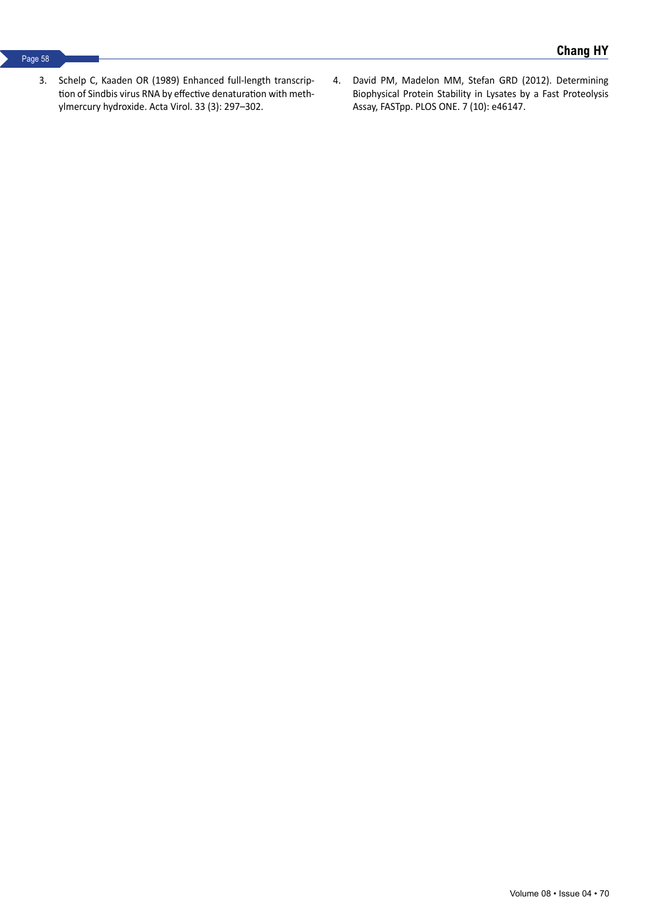3. Schelp C, Kaaden OR (1989) Enhanced full-length transcription of Sindbis virus RNA by effective denaturation with methylmercury hydroxide. Acta Virol. 33 (3): 297–302.
4. David PM, Madelon MM, Stefan GRD (2012). Determining Biophysical Protein Stability in Lysates by a Fast Proteolysis Assay, FASTpp. PLOS ONE. 7 (10): e46147.